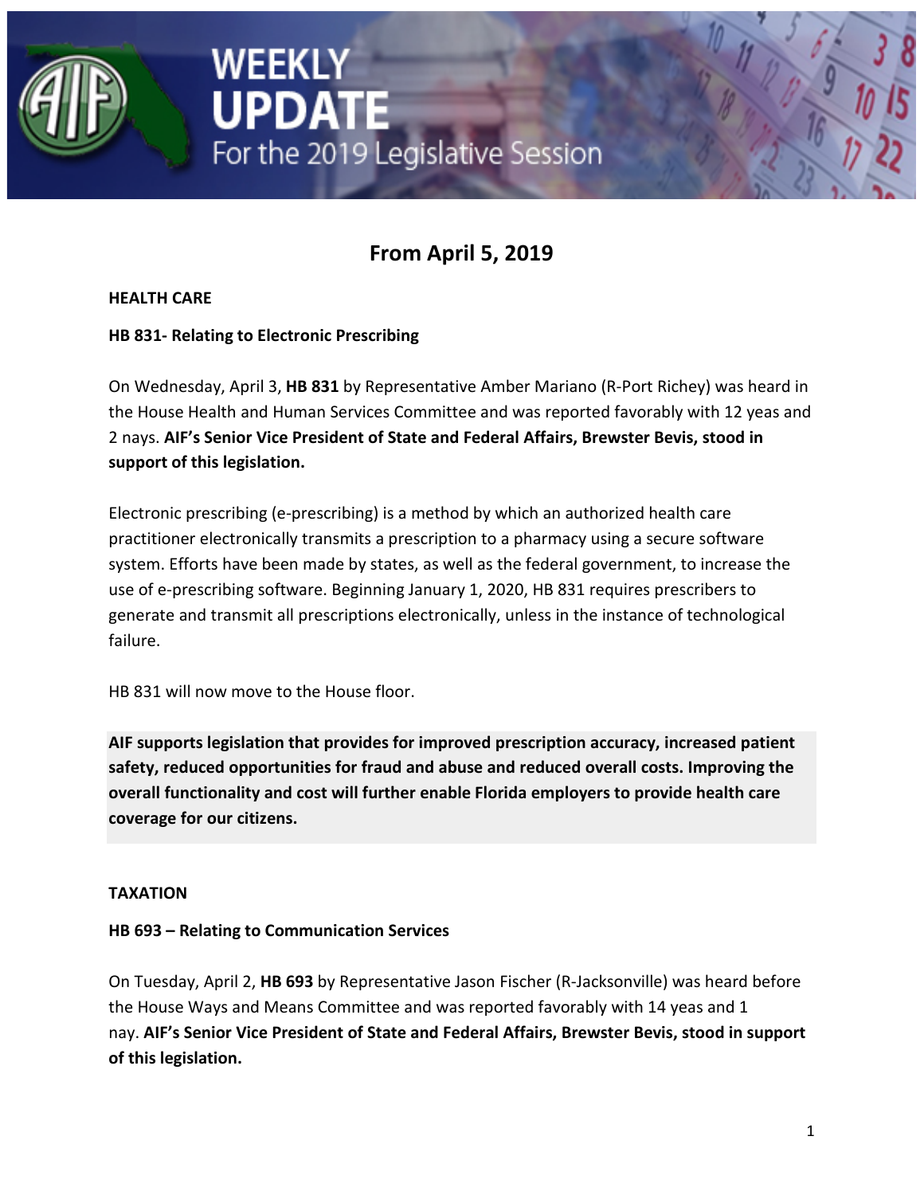# WEEKLY UPDATE

For the 2019 Legislative Session

## From April 5, 2019

### HEALTH CARE

#### HB 831- Relating to Electronic Prescribing

On Wednesday, April 3, **HB 831** by Representative Amber Mariano (R-Port Richey) was heard in the House Health and Human Services Committee and was reported favorably with 12 yeas and 2 nays. **AIF's Senior Vice President of State and Federal Affairs, Brewster Bevis, stood in support of this legislation.**

Electronic prescribing (e-prescribing) is a method by which an authorized health care practitioner electronically transmits a prescription to a pharmacy using a secure software system. Efforts have been made by states, as well as the federal government, to increase the use of e-prescribing software. Beginning January 1, 2020, HB 831 requires prescribers to generate and transmit all prescriptions electronically, unless in the instance of technological failure.

HB 831 will now move to the House floor.

**AIF supports legislation that provides for improved prescription accuracy, increased patient safety, reduced opportunities for fraud and abuse and reduced overall costs. Improving the overall functionality and cost will further enable Florida employers to provide health care coverage for our citizens.**

### TAXATION

#### HB 693 – Relating to Communication Services

On Tuesday, April 2, **HB 693** by Representative Jason Fischer (R-Jacksonville) was heard before the House Ways and Means Committee and was reported favorably with 14 yeas and 1 nay. **AIF's Senior Vice President of State and Federal Affairs, Brewster Bevis, stood in support of this legislation.**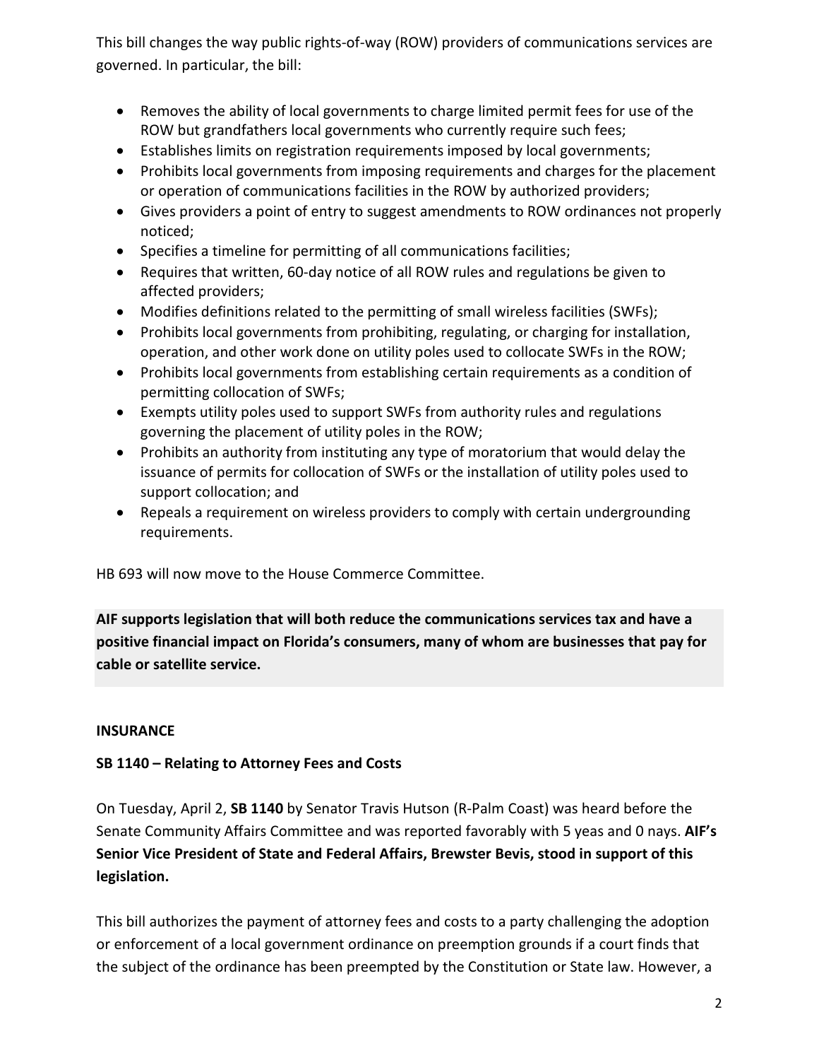This bill changes the way public rights-of-way (ROW) providers of communications services are governed. In particular, the bill:

- Removes the ability of local governments to charge limited permit fees for use of the ROW but grandfathers local governments who currently require such fees;
- Establishes limits on registration requirements imposed by local governments;
- Prohibits local governments from imposing requirements and charges for the placement or operation of communications facilities in the ROW by authorized providers;
- Gives providers a point of entry to suggest amendments to ROW ordinances not properly noticed;
- Specifies a timeline for permitting of all communications facilities;
- Requires that written, 60-day notice of all ROW rules and regulations be given to affected providers;
- Modifies definitions related to the permitting of small wireless facilities (SWFs);
- Prohibits local governments from prohibiting, regulating, or charging for installation, operation, and other work done on utility poles used to collocate SWFs in the ROW;
- Prohibits local governments from establishing certain requirements as a condition of permitting collocation of SWFs;
- Exempts utility poles used to support SWFs from authority rules and regulations governing the placement of utility poles in the ROW;
- Prohibits an authority from instituting any type of moratorium that would delay the issuance of permits for collocation of SWFs or the installation of utility poles used to support collocation; and
- Repeals a requirement on wireless providers to comply with certain undergrounding requirements.

HB 693 will now move to the House Commerce Committee.

**AIF supports legislation that will both reduce the communications services tax and have a positive financial impact on Florida's consumers, many of whom are businesses that pay for cable or satellite service.**

**INSURANCE**

**SB 1140 – Relating to Attorney Fees and Costs**

On Tuesday, April 2, **SB 1140** by Senator Travis Hutson (R-Palm Coast) was heard before the Senate Community Affairs Committee and was reported favorably with 5 yeas and 0 nays. **AIF's Senior Vice President of State and Federal Affairs, Brewster Bevis, stood in support of this legislation.**

This bill authorizes the payment of attorney fees and costs to a party challenging the adoption or enforcement of a local government ordinance on preemption grounds if a court finds that the subject of the ordinance has been preempted by the Constitution or State law. However, a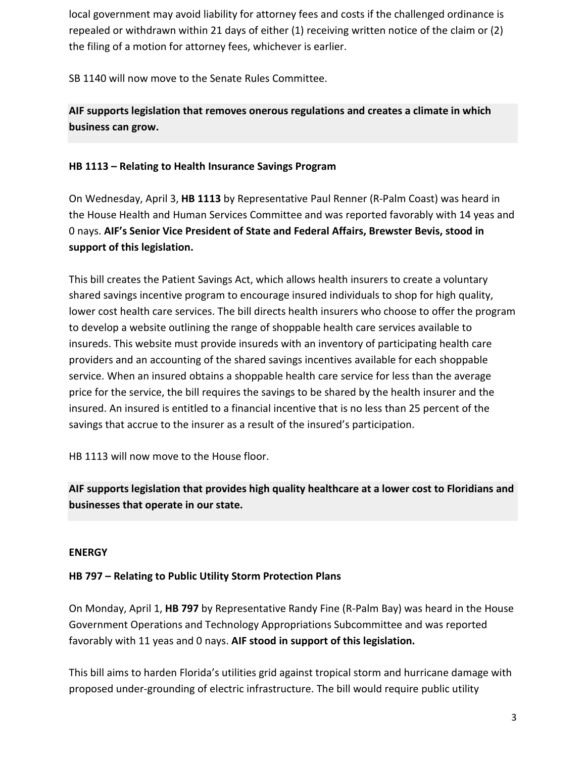local government may avoid liability for attorney fees and costs if the challenged ordinance is repealed or withdrawn within 21 days of either (1) receiving written notice of the claim or (2) the filing of a motion for attorney fees, whichever is earlier.

SB 1140 will now move to the Senate Rules Committee.

**AIF supports legislation that removes onerous regulations and creates a climate in which business can grow.**

**HB 1113 – Relating to Health Insurance Savings Program**

On Wednesday, April 3, **HB 1113** by Representative Paul Renner (R-Palm Coast) was heard in the House Health and Human Services Committee and was reported favorably with 14 yeas and 0 nays. **AIF's Senior Vice President of State and Federal Affairs, Brewster Bevis, stood in support of this legislation.**

This bill creates the Patient Savings Act, which allows health insurers to create a voluntary shared savings incentive program to encourage insured individuals to shop for high quality, lower cost health care services. The bill directs health insurers who choose to offer the program to develop a website outlining the range of shoppable health care services available to insureds. This website must provide insureds with an inventory of participating health care providers and an accounting of the shared savings incentives available for each shoppable service. When an insured obtains a shoppable health care service for less than the average price for the service, the bill requires the savings to be shared by the health insurer and the insured. An insured is entitled to a financial incentive that is no less than 25 percent of the savings that accrue to the insurer as a result of the insured's participation.

HB 1113 will now move to the House floor.

**AIF supports legislation that provides high quality healthcare at a lower cost to Floridians and businesses that operate in our state.**

**ENERGY**

**HB 797 – Relating to Public Utility Storm Protection Plans**

On Monday, April 1, **HB 797** by Representative Randy Fine (R-Palm Bay) was heard in the House Government Operations and Technology Appropriations Subcommittee and was reported favorably with 11 yeas and 0 nays. **AIF stood in support of this legislation.**

This bill aims to harden Florida's utilities grid against tropical storm and hurricane damage with proposed under-grounding of electric infrastructure. The bill would require public utility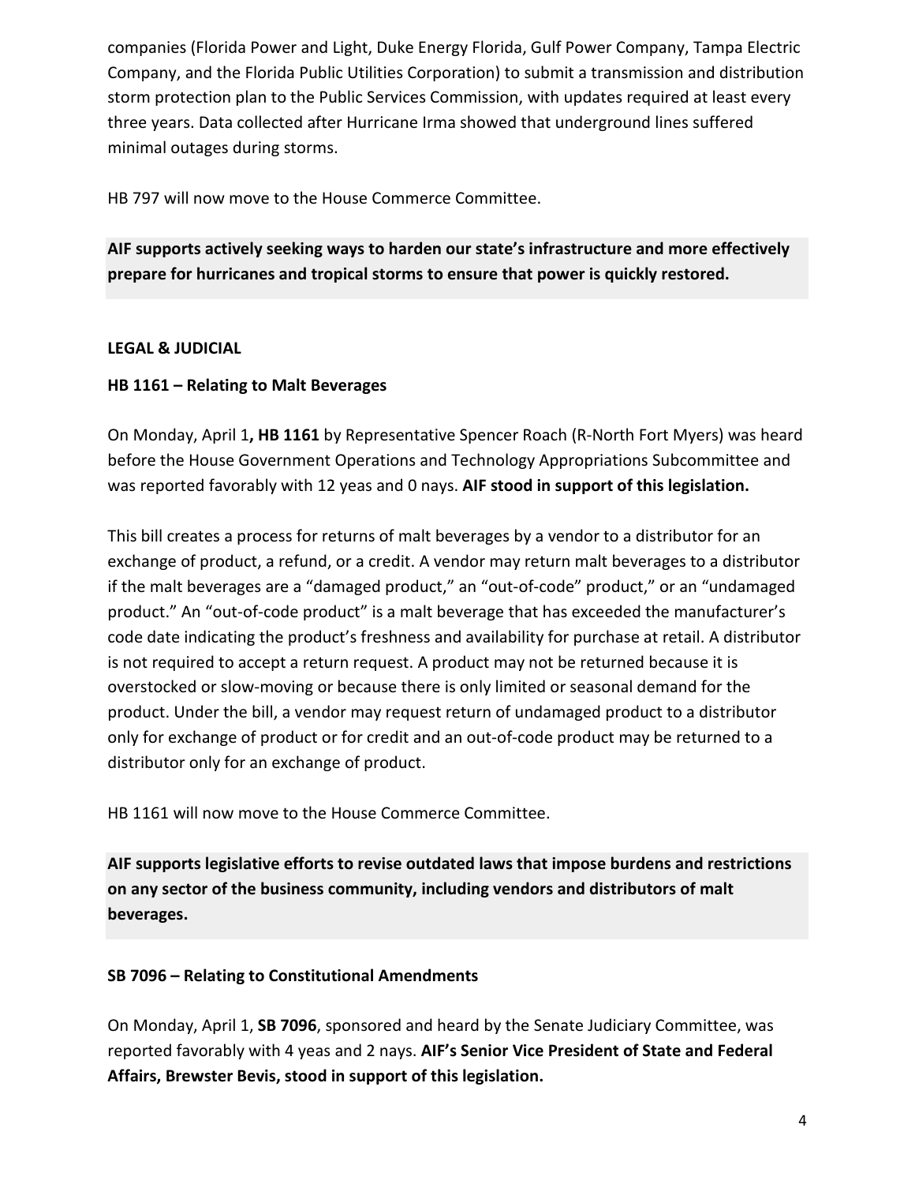companies (Florida Power and Light, Duke Energy Florida, Gulf Power Company, Tampa Electric Company, and the Florida Public Utilities Corporation) to submit a transmission and distribution storm protection plan to the Public Services Commission, with updates required at least every three years. Data collected after Hurricane Irma showed that underground lines suffered minimal outages during storms.

HB 797 will now move to the House Commerce Committee.

**AIF supports actively seeking ways to harden our state's infrastructure and more effectively prepare for hurricanes and tropical storms to ensure that power is quickly restored.**

**LEGAL & JUDICIAL**

**HB 1161 – Relating to Malt Beverages**

On Monday, April 1**, HB 1161** by Representative Spencer Roach (R-North Fort Myers) was heard before the House Government Operations and Technology Appropriations Subcommittee and was reported favorably with 12 yeas and 0 nays. **AIF stood in support of this legislation.**

This bill creates a process for returns of malt beverages by a vendor to a distributor for an exchange of product, a refund, or a credit. A vendor may return malt beverages to a distributor if the malt beverages are a "damaged product," an "out-of-code" product," or an "undamaged product." An "out-of-code product" is a malt beverage that has exceeded the manufacturer's code date indicating the product's freshness and availability for purchase at retail. A distributor is not required to accept a return request. A product may not be returned because it is overstocked or slow-moving or because there is only limited or seasonal demand for the product. Under the bill, a vendor may request return of undamaged product to a distributor only for exchange of product or for credit and an out-of-code product may be returned to a distributor only for an exchange of product.

HB 1161 will now move to the House Commerce Committee.

**AIF supports legislative efforts to revise outdated laws that impose burdens and restrictions on any sector of the business community, including vendors and distributors of malt beverages.**

**SB 7096 – Relating to Constitutional Amendments**

On Monday, April 1, **SB 7096**, sponsored and heard by the Senate Judiciary Committee, was reported favorably with 4 yeas and 2 nays. **AIF's Senior Vice President of State and Federal Affairs, Brewster Bevis, stood in support of this legislation.**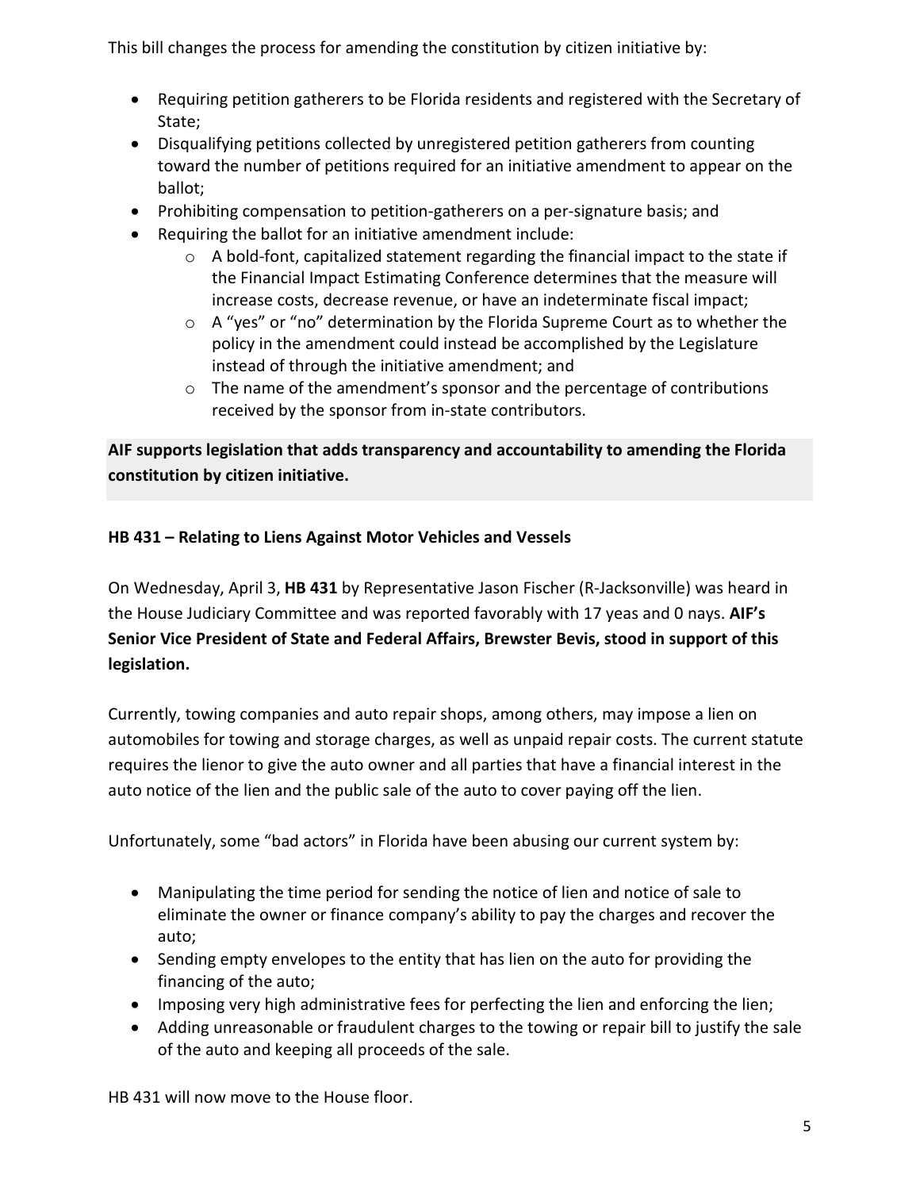This bill changes the process for amending the constitution by citizen initiative by:

- Requiring petition gatherers to be Florida residents and registered with the Secretary of State;
- Disqualifying petitions collected by unregistered petition gatherers from counting toward the number of petitions required for an initiative amendment to appear on the ballot;
- Prohibiting compensation to petition-gatherers on a per-signature basis; and
- Requiring the ballot for an initiative amendment include:
  - A bold-font, capitalized statement regarding the financial impact to the state if the Financial Impact Estimating Conference determines that the measure will increase costs, decrease revenue, or have an indeterminate fiscal impact;
  - A "yes" or "no" determination by the Florida Supreme Court as to whether the policy in the amendment could instead be accomplished by the Legislature instead of through the initiative amendment; and
  - The name of the amendment's sponsor and the percentage of contributions received by the sponsor from in-state contributors.

**AIF supports legislation that adds transparency and accountability to amending the Florida constitution by citizen initiative.**

### HB 431 – Relating to Liens Against Motor Vehicles and Vessels

On Wednesday, April 3, **HB 431** by Representative Jason Fischer (R-Jacksonville) was heard in the House Judiciary Committee and was reported favorably with 17 yeas and 0 nays. **AIF's Senior Vice President of State and Federal Affairs, Brewster Bevis, stood in support of this legislation.**

Currently, towing companies and auto repair shops, among others, may impose a lien on automobiles for towing and storage charges, as well as unpaid repair costs. The current statute requires the lienor to give the auto owner and all parties that have a financial interest in the auto notice of the lien and the public sale of the auto to cover paying off the lien.

Unfortunately, some "bad actors" in Florida have been abusing our current system by:

- Manipulating the time period for sending the notice of lien and notice of sale to eliminate the owner or finance company's ability to pay the charges and recover the auto;
- Sending empty envelopes to the entity that has lien on the auto for providing the financing of the auto;
- Imposing very high administrative fees for perfecting the lien and enforcing the lien;
- Adding unreasonable or fraudulent charges to the towing or repair bill to justify the sale of the auto and keeping all proceeds of the sale.

HB 431 will now move to the House floor.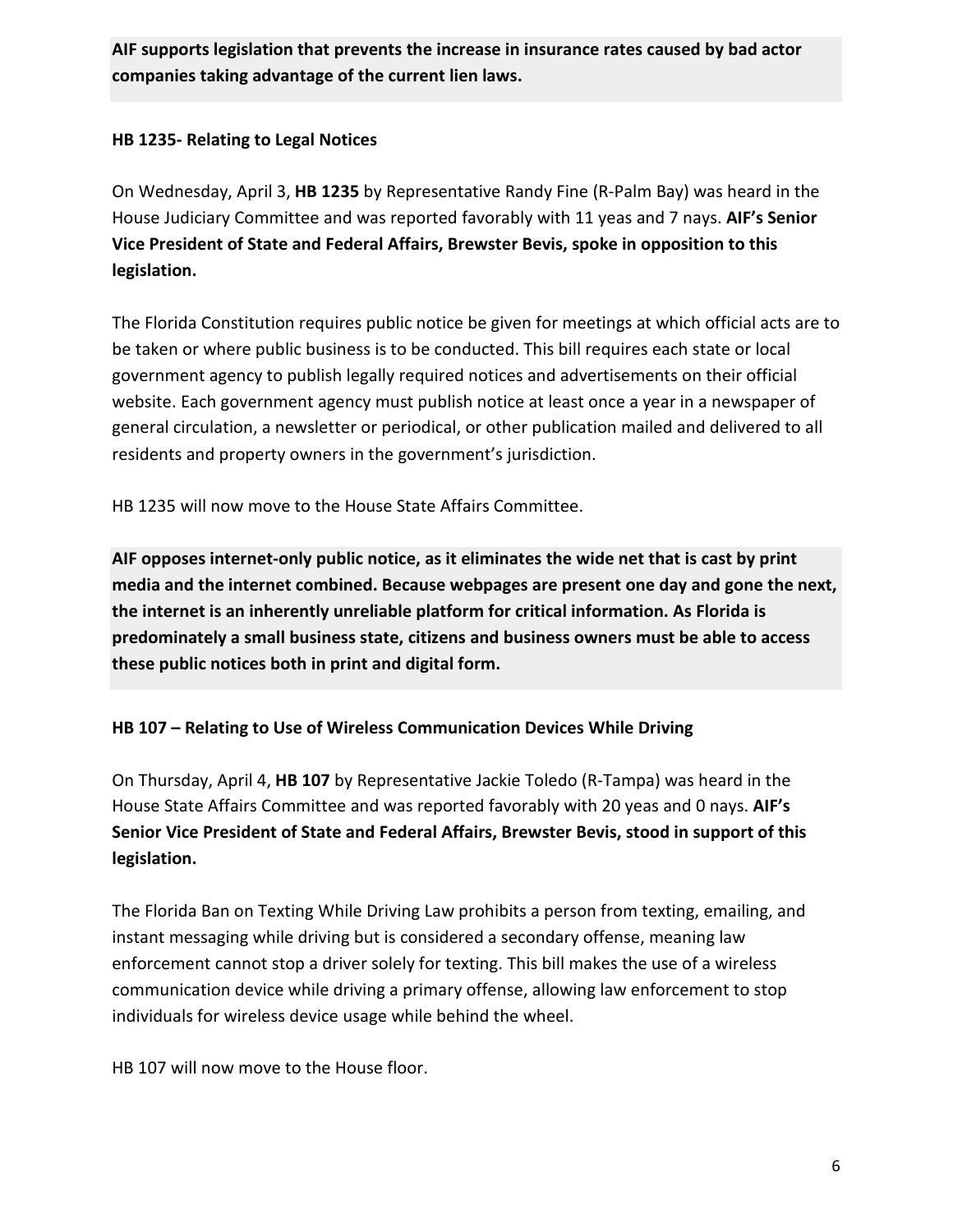**AIF supports legislation that prevents the increase in insurance rates caused by bad actor companies taking advantage of the current lien laws.**

### HB 1235- Relating to Legal Notices

On Wednesday, April 3, **HB 1235** by Representative Randy Fine (R-Palm Bay) was heard in the House Judiciary Committee and was reported favorably with 11 yeas and 7 nays. **AIF's Senior Vice President of State and Federal Affairs, Brewster Bevis, spoke in opposition to this legislation.**

The Florida Constitution requires public notice be given for meetings at which official acts are to be taken or where public business is to be conducted. This bill requires each state or local government agency to publish legally required notices and advertisements on their official website. Each government agency must publish notice at least once a year in a newspaper of general circulation, a newsletter or periodical, or other publication mailed and delivered to all residents and property owners in the government's jurisdiction.

HB 1235 will now move to the House State Affairs Committee.

**AIF opposes internet-only public notice, as it eliminates the wide net that is cast by print media and the internet combined. Because webpages are present one day and gone the next, the internet is an inherently unreliable platform for critical information. As Florida is predominately a small business state, citizens and business owners must be able to access these public notices both in print and digital form.**

### HB 107 – Relating to Use of Wireless Communication Devices While Driving

On Thursday, April 4, **HB 107** by Representative Jackie Toledo (R-Tampa) was heard in the House State Affairs Committee and was reported favorably with 20 yeas and 0 nays. **AIF's Senior Vice President of State and Federal Affairs, Brewster Bevis, stood in support of this legislation.**

The Florida Ban on Texting While Driving Law prohibits a person from texting, emailing, and instant messaging while driving but is considered a secondary offense, meaning law enforcement cannot stop a driver solely for texting. This bill makes the use of a wireless communication device while driving a primary offense, allowing law enforcement to stop individuals for wireless device usage while behind the wheel.

HB 107 will now move to the House floor.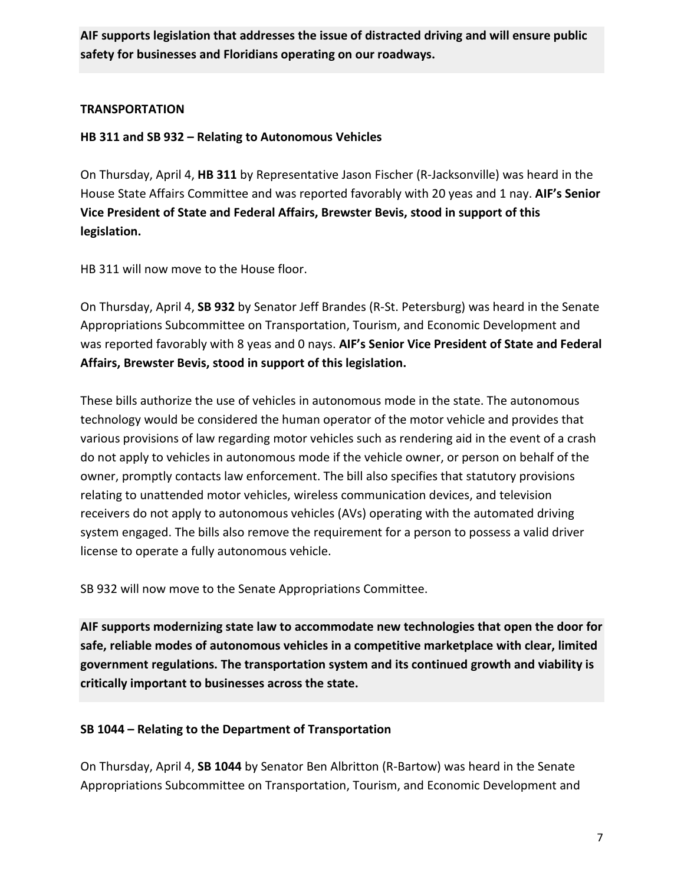**AIF supports legislation that addresses the issue of distracted driving and will ensure public safety for businesses and Floridians operating on our roadways.**

**TRANSPORTATION**

**HB 311 and SB 932 – Relating to Autonomous Vehicles**

On Thursday, April 4, **HB 311** by Representative Jason Fischer (R-Jacksonville) was heard in the House State Affairs Committee and was reported favorably with 20 yeas and 1 nay. **AIF's Senior Vice President of State and Federal Affairs, Brewster Bevis, stood in support of this legislation.**

HB 311 will now move to the House floor.

On Thursday, April 4, **SB 932** by Senator Jeff Brandes (R-St. Petersburg) was heard in the Senate Appropriations Subcommittee on Transportation, Tourism, and Economic Development and was reported favorably with 8 yeas and 0 nays. **AIF's Senior Vice President of State and Federal Affairs, Brewster Bevis, stood in support of this legislation.**

These bills authorize the use of vehicles in autonomous mode in the state. The autonomous technology would be considered the human operator of the motor vehicle and provides that various provisions of law regarding motor vehicles such as rendering aid in the event of a crash do not apply to vehicles in autonomous mode if the vehicle owner, or person on behalf of the owner, promptly contacts law enforcement. The bill also specifies that statutory provisions relating to unattended motor vehicles, wireless communication devices, and television receivers do not apply to autonomous vehicles (AVs) operating with the automated driving system engaged. The bills also remove the requirement for a person to possess a valid driver license to operate a fully autonomous vehicle.

SB 932 will now move to the Senate Appropriations Committee.

**AIF supports modernizing state law to accommodate new technologies that open the door for safe, reliable modes of autonomous vehicles in a competitive marketplace with clear, limited government regulations. The transportation system and its continued growth and viability is critically important to businesses across the state.**

**SB 1044 – Relating to the Department of Transportation**

On Thursday, April 4, **SB 1044** by Senator Ben Albritton (R-Bartow) was heard in the Senate Appropriations Subcommittee on Transportation, Tourism, and Economic Development and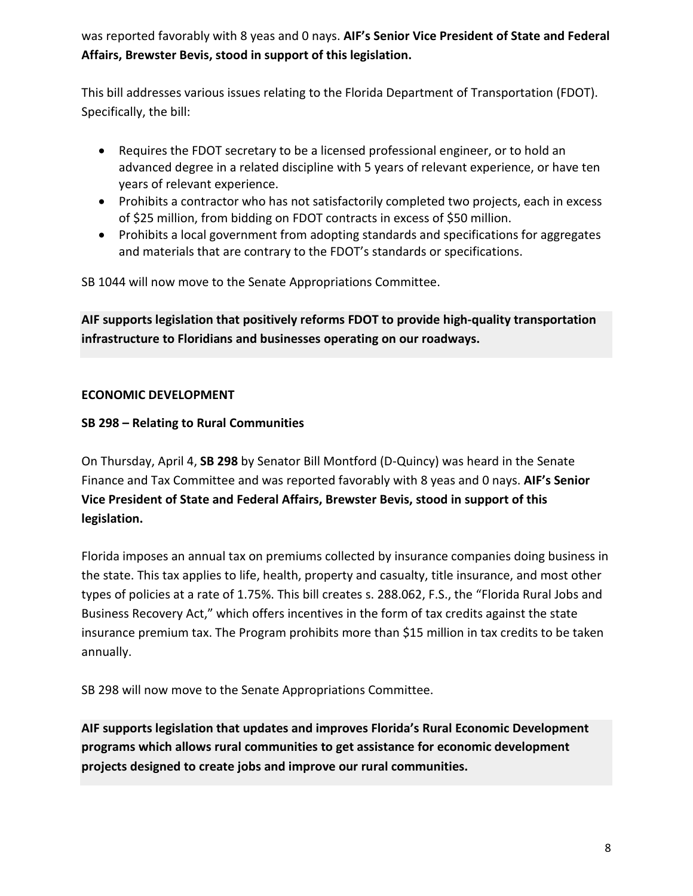was reported favorably with 8 yeas and 0 nays. **AIF's Senior Vice President of State and Federal Affairs, Brewster Bevis, stood in support of this legislation.**

This bill addresses various issues relating to the Florida Department of Transportation (FDOT). Specifically, the bill:

- Requires the FDOT secretary to be a licensed professional engineer, or to hold an advanced degree in a related discipline with 5 years of relevant experience, or have ten years of relevant experience.
- Prohibits a contractor who has not satisfactorily completed two projects, each in excess of $25 million, from bidding on FDOT contracts in excess of $50 million.
- Prohibits a local government from adopting standards and specifications for aggregates and materials that are contrary to the FDOT's standards or specifications.

SB 1044 will now move to the Senate Appropriations Committee.

**AIF supports legislation that positively reforms FDOT to provide high-quality transportation infrastructure to Floridians and businesses operating on our roadways.**

**ECONOMIC DEVELOPMENT**

**SB 298 – Relating to Rural Communities**

On Thursday, April 4, **SB 298** by Senator Bill Montford (D-Quincy) was heard in the Senate Finance and Tax Committee and was reported favorably with 8 yeas and 0 nays. **AIF's Senior Vice President of State and Federal Affairs, Brewster Bevis, stood in support of this legislation.**

Florida imposes an annual tax on premiums collected by insurance companies doing business in the state. This tax applies to life, health, property and casualty, title insurance, and most other types of policies at a rate of 1.75%. This bill creates s. 288.062, F.S., the "Florida Rural Jobs and Business Recovery Act," which offers incentives in the form of tax credits against the state insurance premium tax. The Program prohibits more than $15 million in tax credits to be taken annually.

SB 298 will now move to the Senate Appropriations Committee.

**AIF supports legislation that updates and improves Florida's Rural Economic Development programs which allows rural communities to get assistance for economic development projects designed to create jobs and improve our rural communities.**